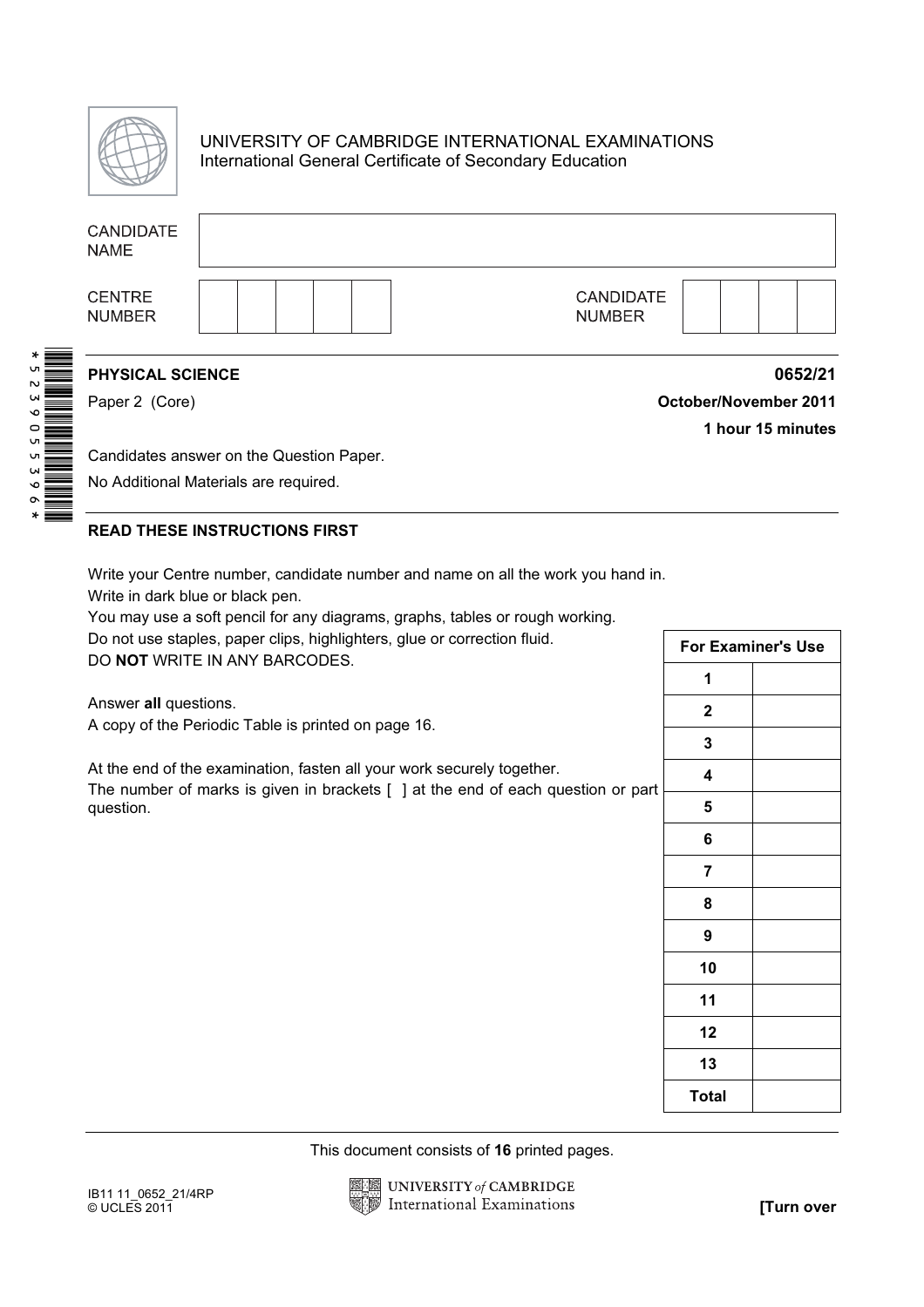UNIVERSITY OF CAMBRIDGE INTERNATIONAL EXAMINATIONS
International General Certificate of Secondary Education

| CANDIDATE NAME | |
|---|---|

| CENTRE NUMBER | | | | | | CANDIDATE NUMBER | | | | |
|---|---|---|---|---|---|---|---|---|---|---|

*5239055396*

**PHYSICAL SCIENCE** **0652/21**

Paper 2 (Core) **October/November 2011**

**1 hour 15 minutes**

Candidates answer on the Question Paper.

No Additional Materials are required.

**READ THESE INSTRUCTIONS FIRST**

Write your Centre number, candidate number and name on all the work you hand in.
Write in dark blue or black pen.
You may use a soft pencil for any diagrams, graphs, tables or rough working.
Do not use staples, paper clips, highlighters, glue or correction fluid.
DO **NOT** WRITE IN ANY BARCODES.

Answer **all** questions.
A copy of the Periodic Table is printed on page 16.

At the end of the examination, fasten all your work securely together.
The number of marks is given in brackets [ ] at the end of each question or part question.

| For Examiner's Use | |
|---|---|
| **1** | |
| **2** | |
| **3** | |
| **4** | |
| **5** | |
| **6** | |
| **7** | |
| **8** | |
| **9** | |
| **10** | |
| **11** | |
| **12** | |
| **13** | |
| **Total** | |

This document consists of **16** printed pages.

IB11 11_0652_21/4RP
© UCLES 2011

**[Turn over**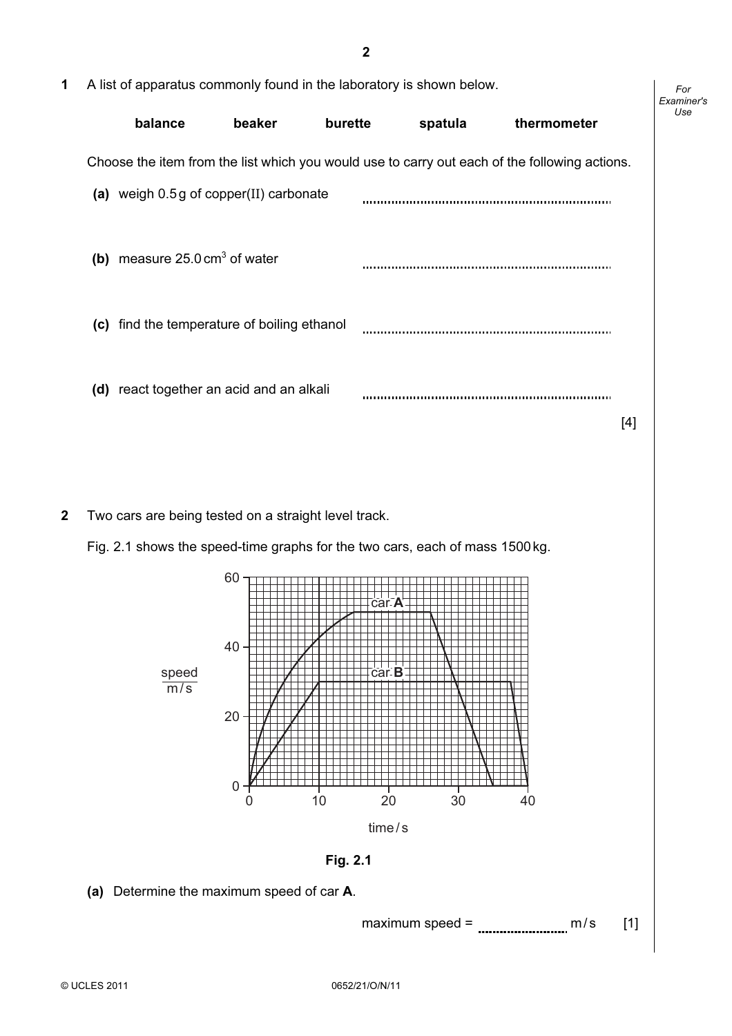**1** A list of apparatus commonly found in the laboratory is shown below.

**balance** **beaker** **burette** **spatula** **thermometer**

Choose the item from the list which you would use to carry out each of the following actions.

**(a)** weigh 0.5 g of copper(II) carbonate ..................................................................

**(b)** measure 25.0 $cm^3$ of water ..................................................................

**(c)** find the temperature of boiling ethanol ..................................................................

**(d)** react together an acid and an alkali ..................................................................

[4]

**2** Two cars are being tested on a straight level track.

Fig. 2.1 shows the speed-time graphs for the two cars, each of mass 1500 kg.

**Fig. 2.1**

**(a)** Determine the maximum speed of car **A**.

maximum speed = ........................ m/s [1]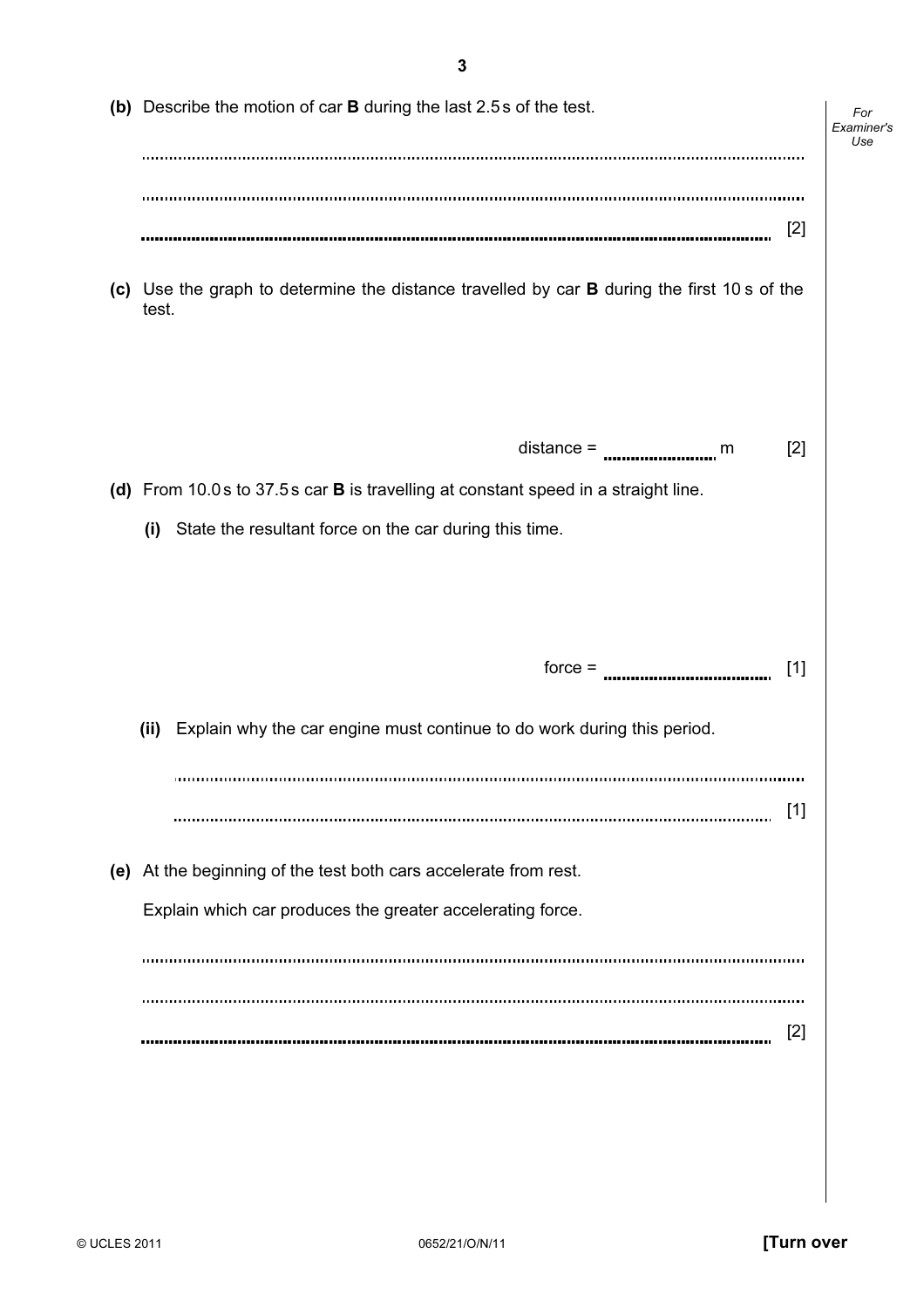**(b)** Describe the motion of car **B** during the last 2.5 s of the test.

..........................................................................................................................................

..........................................................................................................................................

.......................................................................................................................................... [2]

**(c)** Use the graph to determine the distance travelled by car **B** during the first 10 s of the test.

distance = .......................... m [2]

**(d)** From 10.0 s to 37.5 s car **B** is travelling at constant speed in a straight line.

**(i)** State the resultant force on the car during this time.

force = .................................... [1]

**(ii)** Explain why the car engine must continue to do work during this period.

..........................................................................................................................................

.......................................................................................................................................... [1]

**(e)** At the beginning of the test both cars accelerate from rest.

Explain which car produces the greater accelerating force.

..........................................................................................................................................

..........................................................................................................................................

.......................................................................................................................................... [2]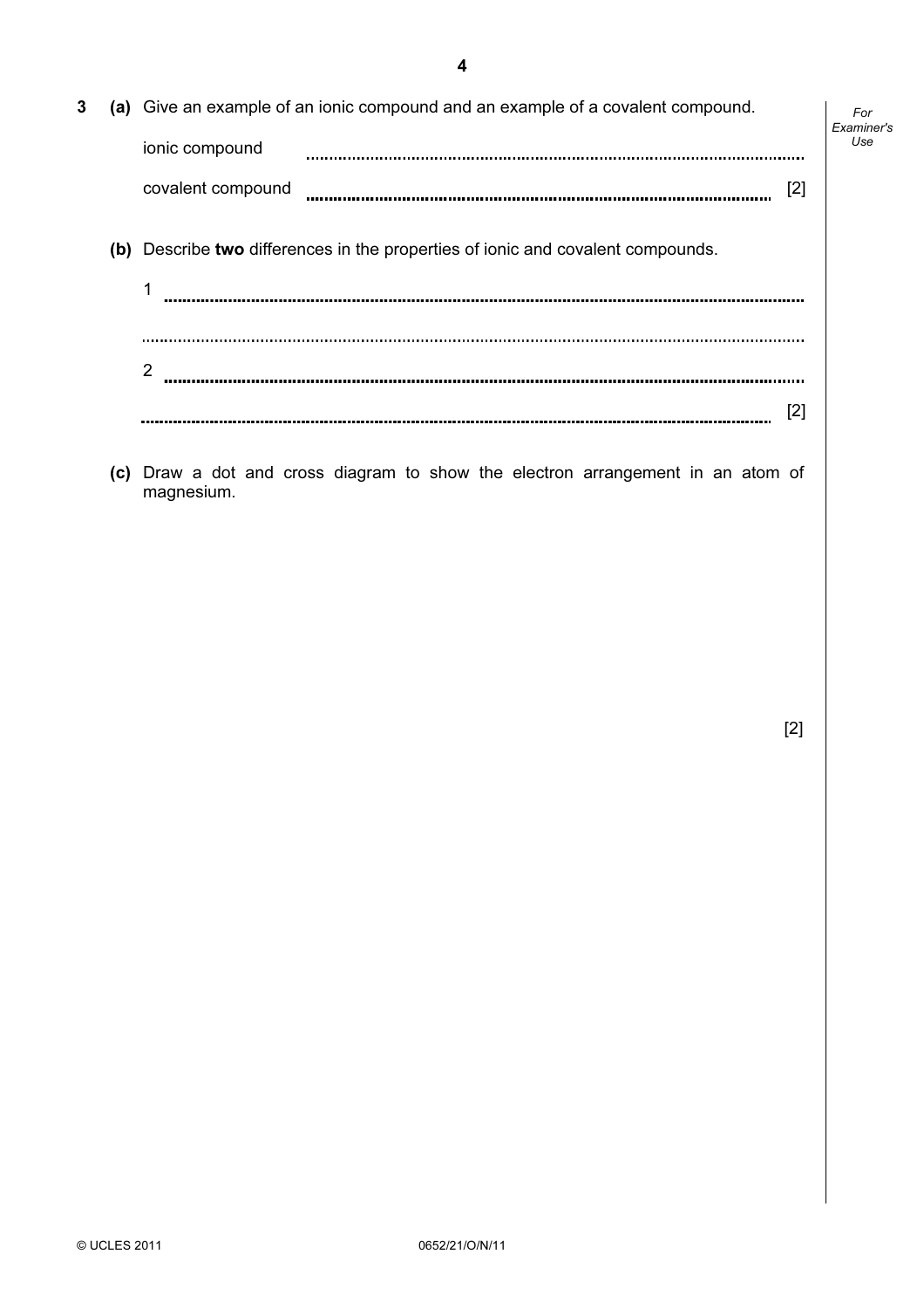**3** **(a)** Give an example of an ionic compound and an example of a covalent compound.

ionic compound ..............................................................................................................

covalent compound .............................................................................................................. [2]

**(b)** Describe **two** differences in the properties of ionic and covalent compounds.

1 ..............................................................................................................................................

..............................................................................................................................................

2 ..............................................................................................................................................

.............................................................................................................................................. [2]

**(c)** Draw a dot and cross diagram to show the electron arrangement in an atom of magnesium.

[2]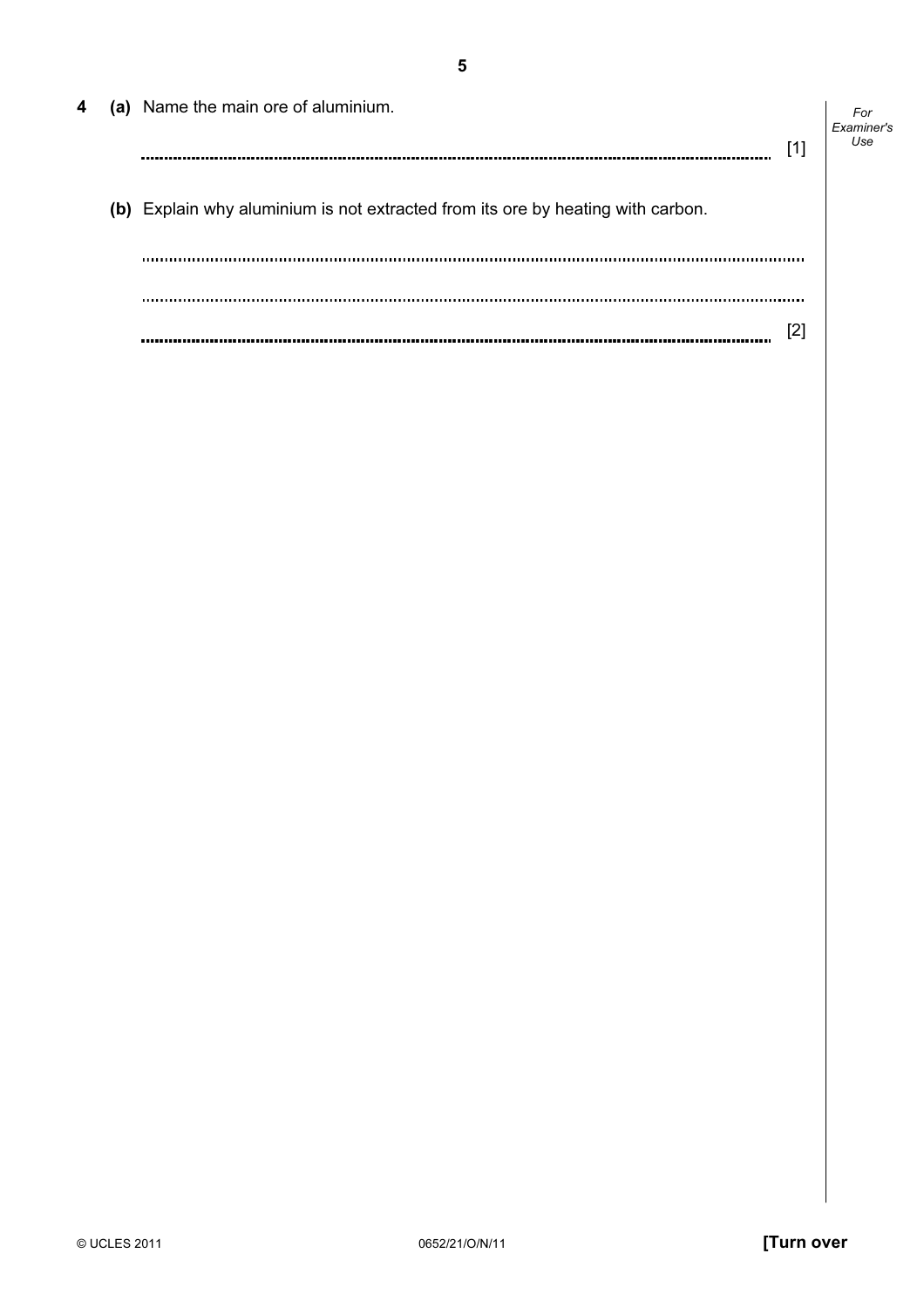4 (a) Name the main ore of aluminium.

.......................................................................................................................................... [1]

(b) Explain why aluminium is not extracted from its ore by heating with carbon.

..........................................................................................................................................

..........................................................................................................................................

.......................................................................................................................................... [2]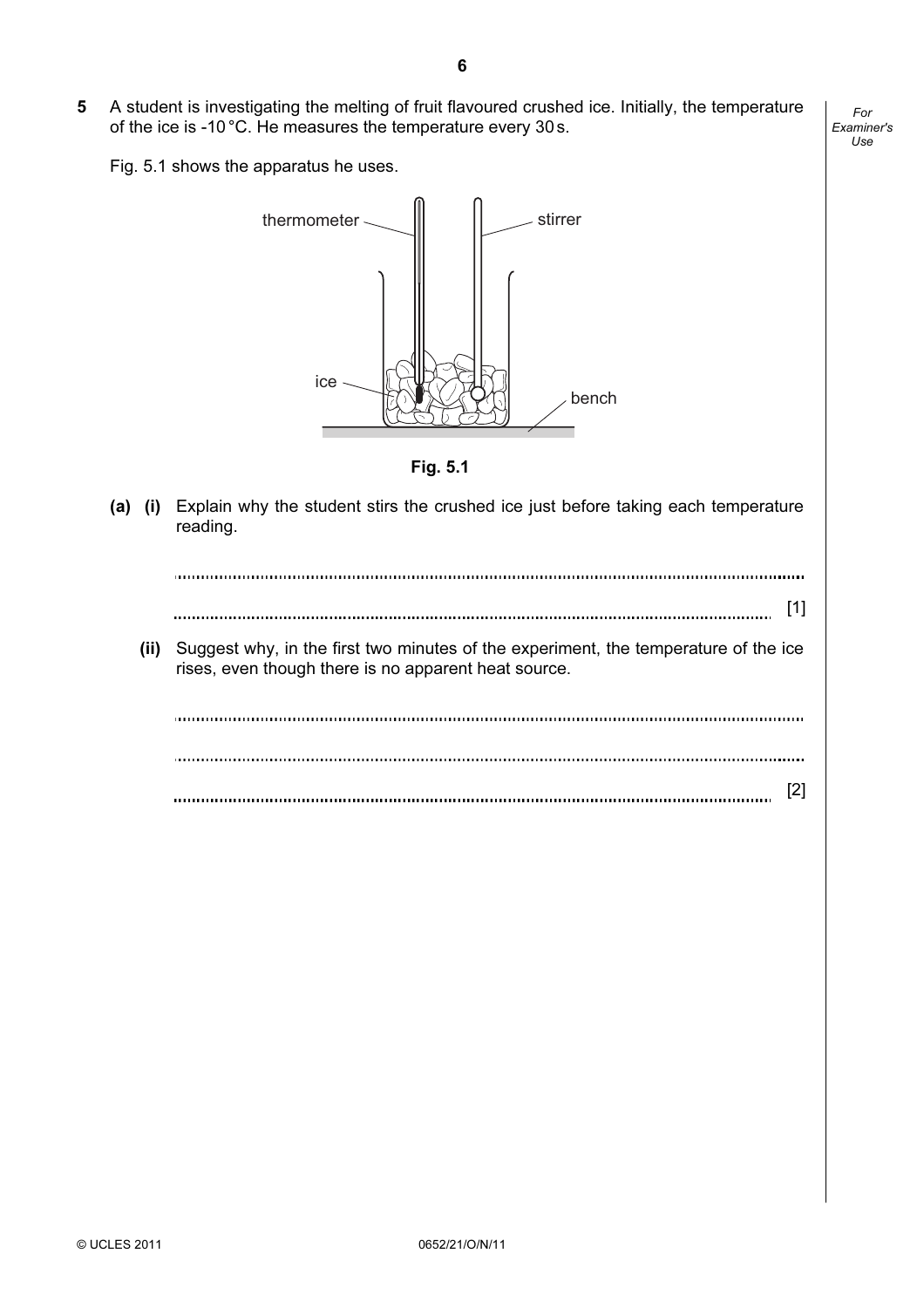**5** A student is investigating the melting of fruit flavoured crushed ice. Initially, the temperature of the ice is -10 °C. He measures the temperature every 30 s.

Fig. 5.1 shows the apparatus he uses.

thermometer

stirrer

ice

bench

**Fig. 5.1**

**(a) (i)** Explain why the student stirs the crushed ice just before taking each temperature reading.

.......................................................................................................................................

....................................................................................................................................... [1]

**(ii)** Suggest why, in the first two minutes of the experiment, the temperature of the ice rises, even though there is no apparent heat source.

.......................................................................................................................................

.......................................................................................................................................

....................................................................................................................................... [2]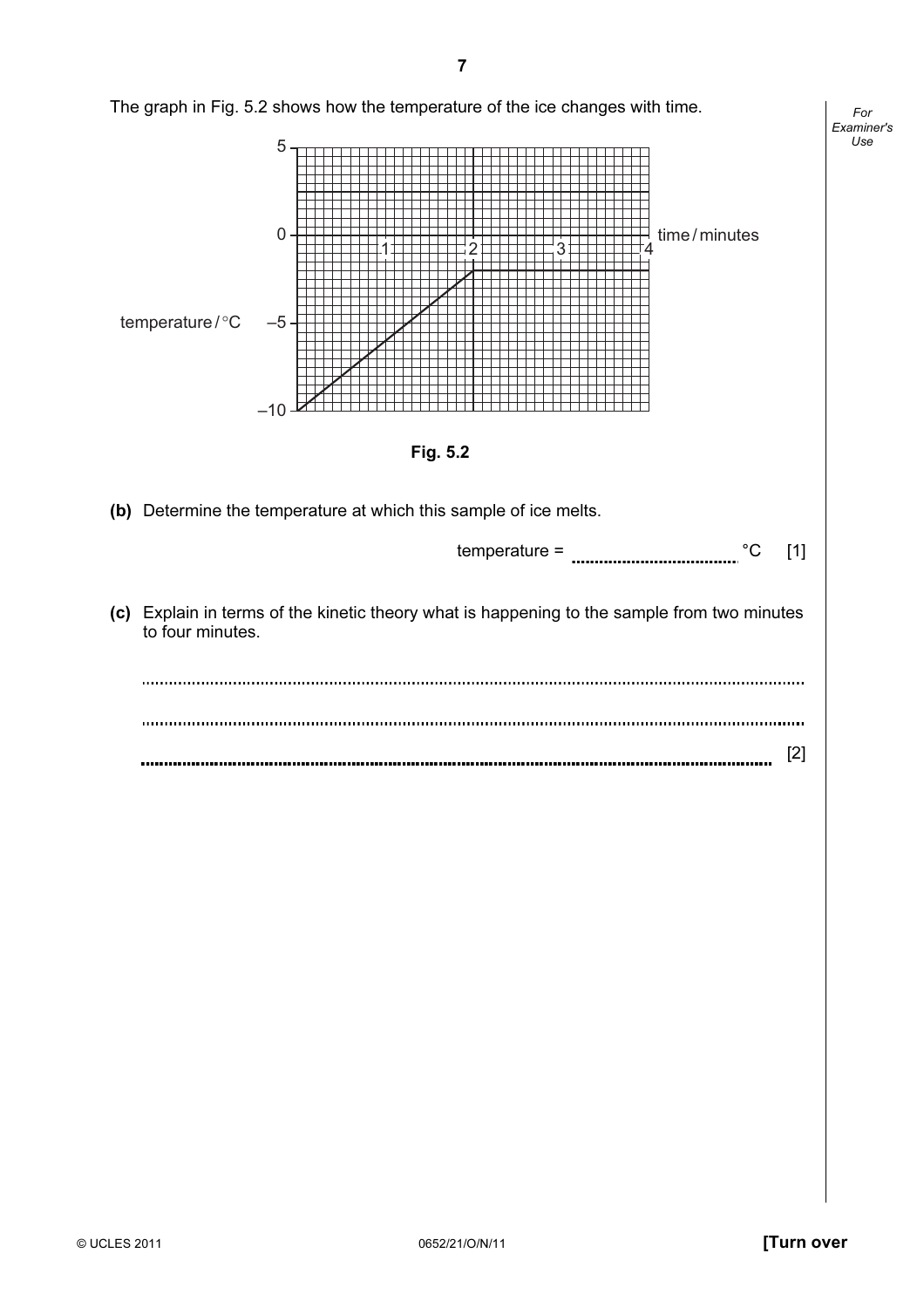The graph in Fig. 5.2 shows how the temperature of the ice changes with time.

Fig. 5.2

**(b)** Determine the temperature at which this sample of ice melts.

temperature = .................................. °C [1]

**(c)** Explain in terms of the kinetic theory what is happening to the sample from two minutes to four minutes.

..........................................................................................................................................

..........................................................................................................................................

.......................................................................................................................................... [2]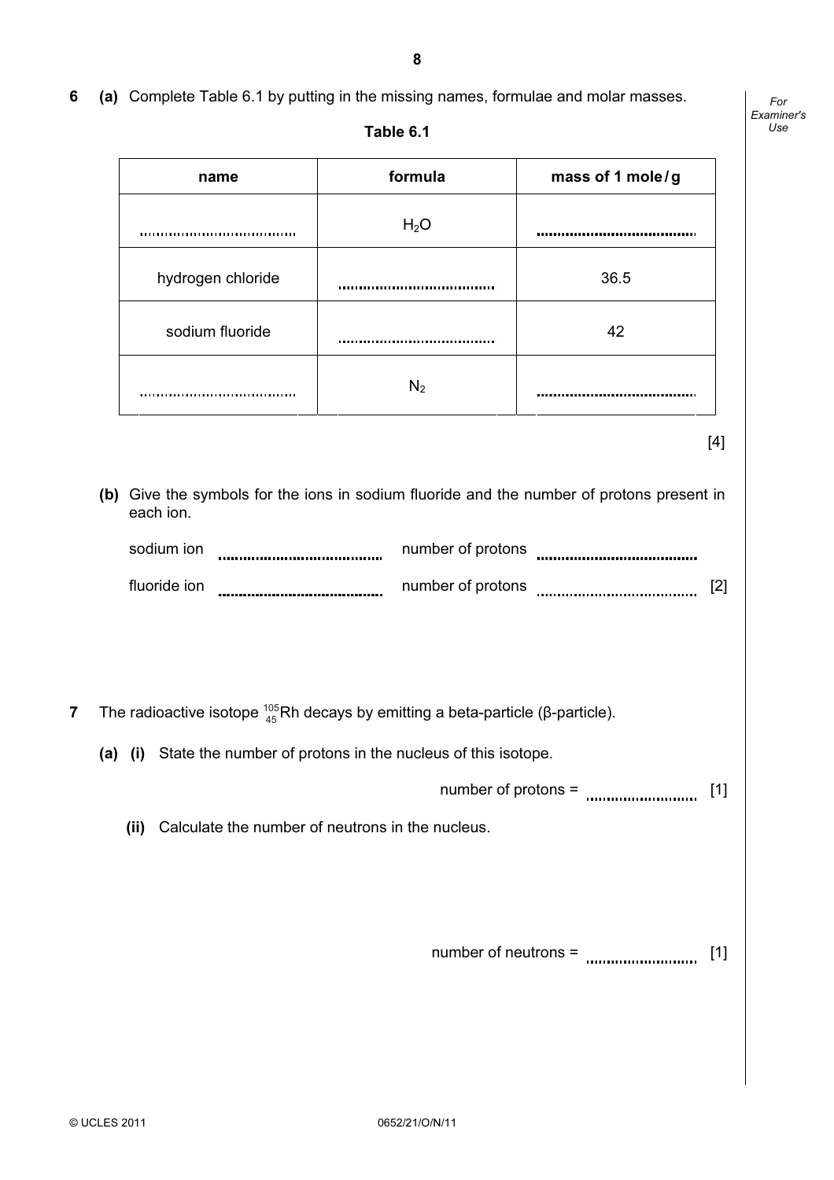6 **(a)** Complete Table 6.1 by putting in the missing names, formulae and molar masses.

**Table 6.1**

| name | formula | mass of 1 mole / g |
|---|---|---|
| .................................... | $H_2O$ | .................................... |
| hydrogen chloride | .................................... | 36.5 |
| sodium fluoride | .................................... | 42 |
| .................................... | $N_2$ | .................................... |

[4]

**(b)** Give the symbols for the ions in sodium fluoride and the number of protons present in each ion.

sodium ion .................................... number of protons ....................................

fluoride ion .................................... number of protons .................................... [2]

7 The radioactive isotope $^{105}_{45}Rh$ decays by emitting a beta-particle (β-particle).

**(a) (i)** State the number of protons in the nucleus of this isotope.

number of protons = .......................... [1]

**(ii)** Calculate the number of neutrons in the nucleus.

number of neutrons = .......................... [1]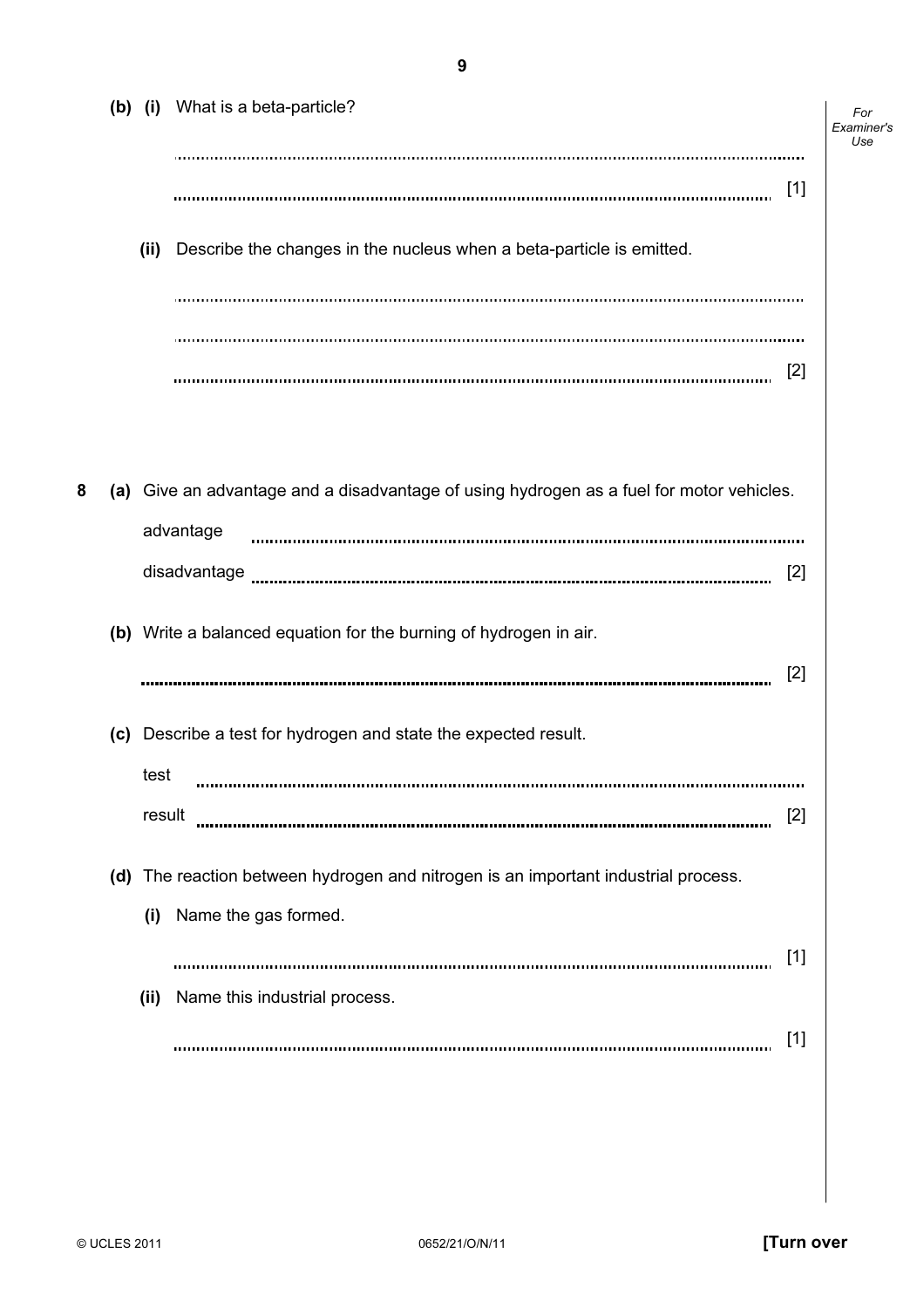**(b) (i)** What is a beta-particle?

..........................................................................................................................................

.......................................................................................................................................... [1]

**(ii)** Describe the changes in the nucleus when a beta-particle is emitted.

..........................................................................................................................................

..........................................................................................................................................

.......................................................................................................................................... [2]

**8 (a)** Give an advantage and a disadvantage of using hydrogen as a fuel for motor vehicles.

advantage ..........................................................................................................................................

disadvantage .......................................................................................................................................... [2]

**(b)** Write a balanced equation for the burning of hydrogen in air.

.......................................................................................................................................... [2]

**(c)** Describe a test for hydrogen and state the expected result.

test ..........................................................................................................................................

result .......................................................................................................................................... [2]

**(d)** The reaction between hydrogen and nitrogen is an important industrial process.

**(i)** Name the gas formed.

.......................................................................................................................................... [1]

**(ii)** Name this industrial process.

.......................................................................................................................................... [1]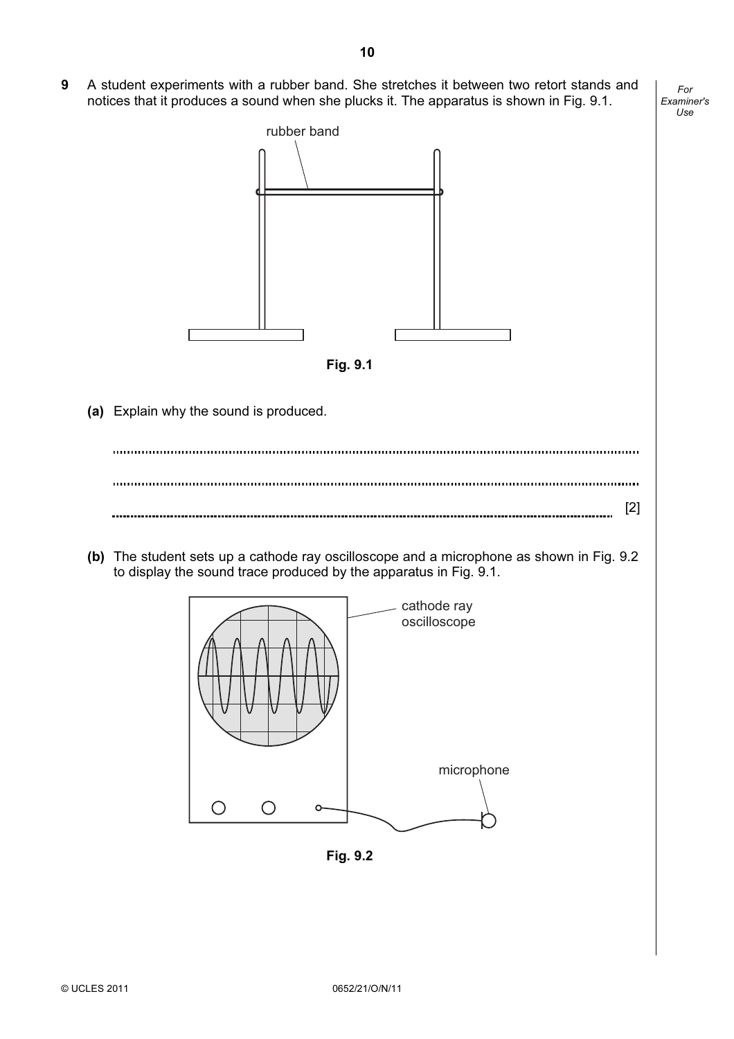**9** A student experiments with a rubber band. She stretches it between two retort stands and notices that it produces a sound when she plucks it. The apparatus is shown in Fig. 9.1.

rubber band

**Fig. 9.1**

**(a)** Explain why the sound is produced.

..........................................................................................................................................

..........................................................................................................................................

.................................................................................................................................... [2]

**(b)** The student sets up a cathode ray oscilloscope and a microphone as shown in Fig. 9.2 to display the sound trace produced by the apparatus in Fig. 9.1.

cathode ray oscilloscope

microphone

**Fig. 9.2**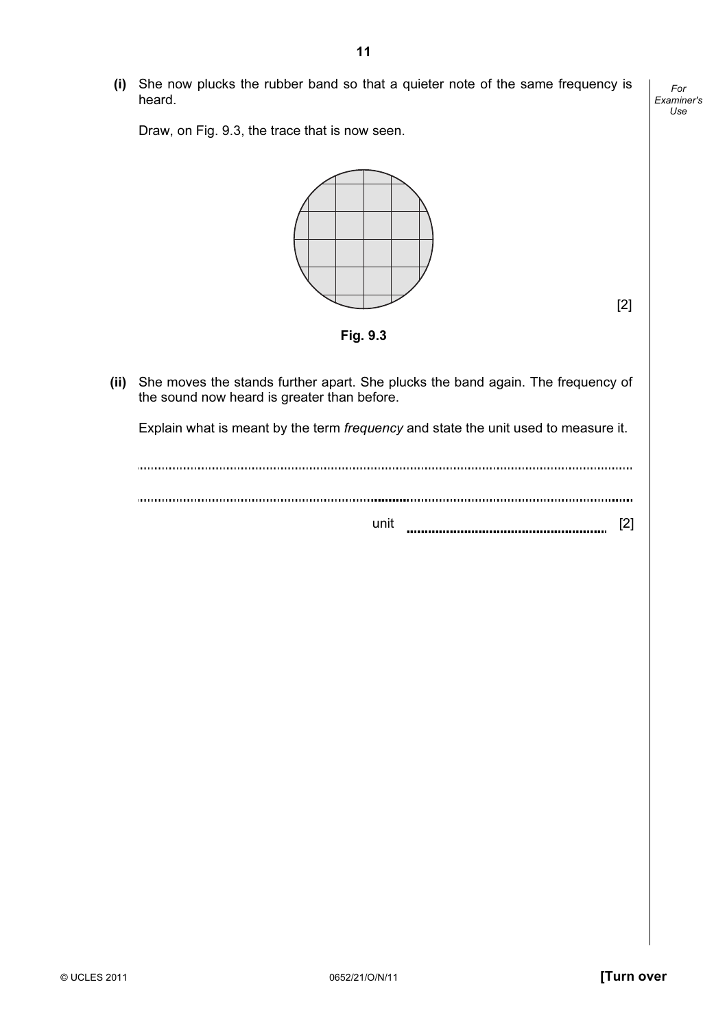**(i)** She now plucks the rubber band so that a quieter note of the same frequency is heard.

Draw, on Fig. 9.3, the trace that is now seen.

[2]

**Fig. 9.3**

**(ii)** She moves the stands further apart. She plucks the band again. The frequency of the sound now heard is greater than before.

Explain what is meant by the term *frequency* and state the unit used to measure it.

..........................................................................................................................................

..........................................................................................................................................

unit .......................................................... [2]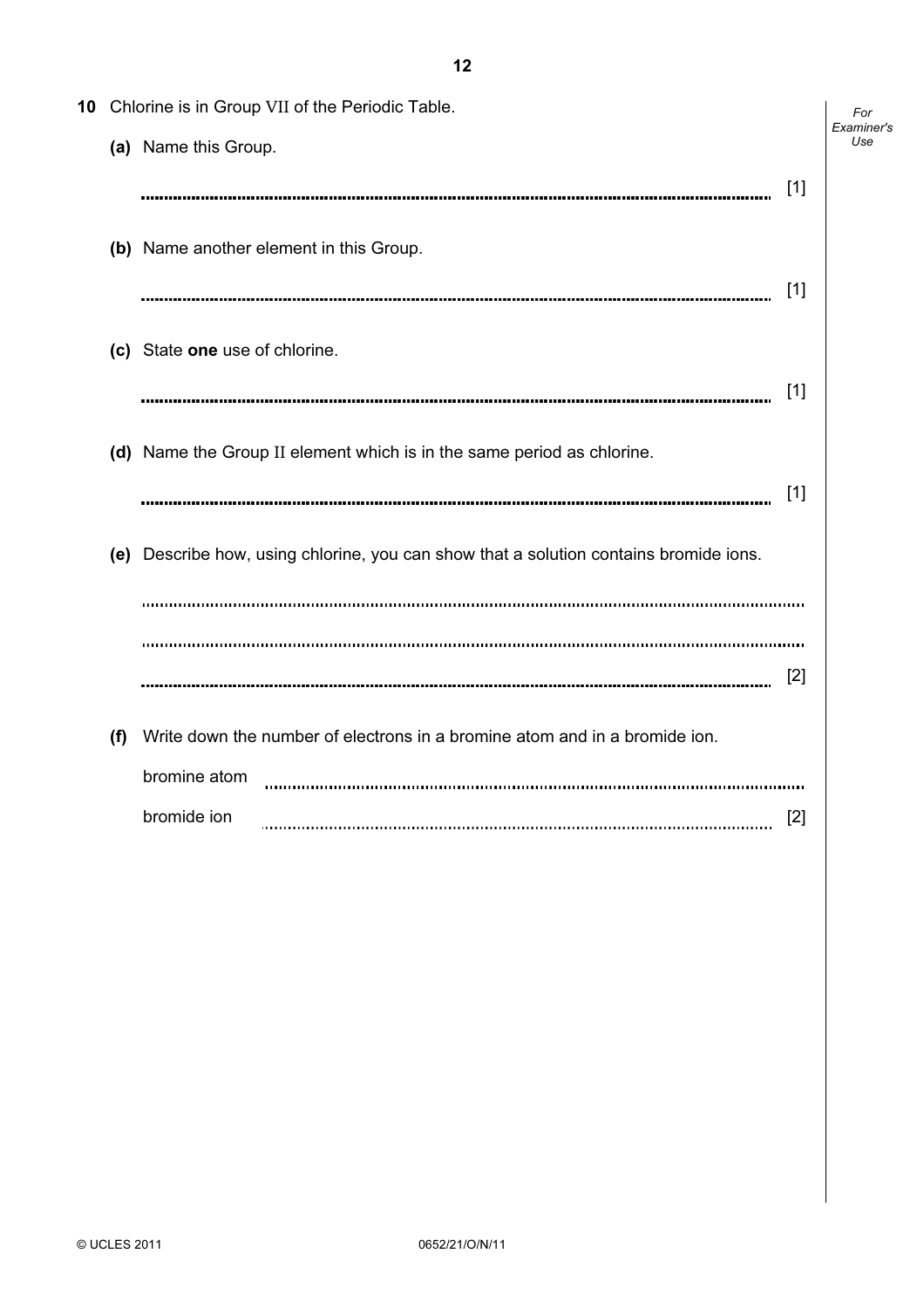**10** Chlorine is in Group VII of the Periodic Table.

**(a)** Name this Group.

.......................................................................................................................................... [1]

**(b)** Name another element in this Group.

.......................................................................................................................................... [1]

**(c)** State **one** use of chlorine.

.......................................................................................................................................... [1]

**(d)** Name the Group II element which is in the same period as chlorine.

.......................................................................................................................................... [1]

**(e)** Describe how, using chlorine, you can show that a solution contains bromide ions.

..........................................................................................................................................

..........................................................................................................................................

.......................................................................................................................................... [2]

**(f)** Write down the number of electrons in a bromine atom and in a bromide ion.

bromine atom ..........................................................................................................

bromide ion .......................................................................................................... [2]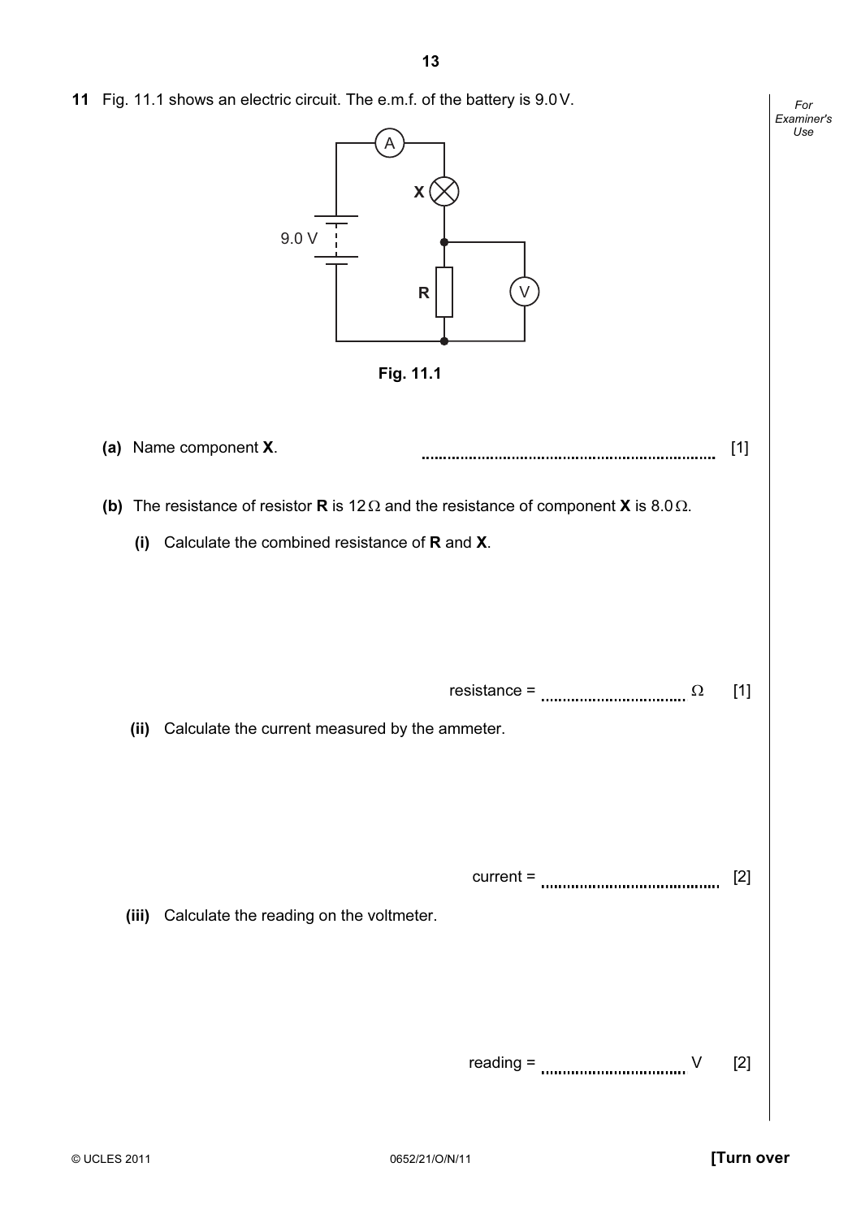**11** Fig. 11.1 shows an electric circuit. The e.m.f. of the battery is 9.0 V.

**Fig. 11.1**

**(a)** Name component **X**. .................................................................... [1]

**(b)** The resistance of resistor **R** is 12 Ω and the resistance of component **X** is 8.0 Ω.

**(i)** Calculate the combined resistance of **R** and **X**.

resistance = ................................. Ω [1]

**(ii)** Calculate the current measured by the ammeter.

current = ......................................... [2]

**(iii)** Calculate the reading on the voltmeter.

reading = ................................. V [2]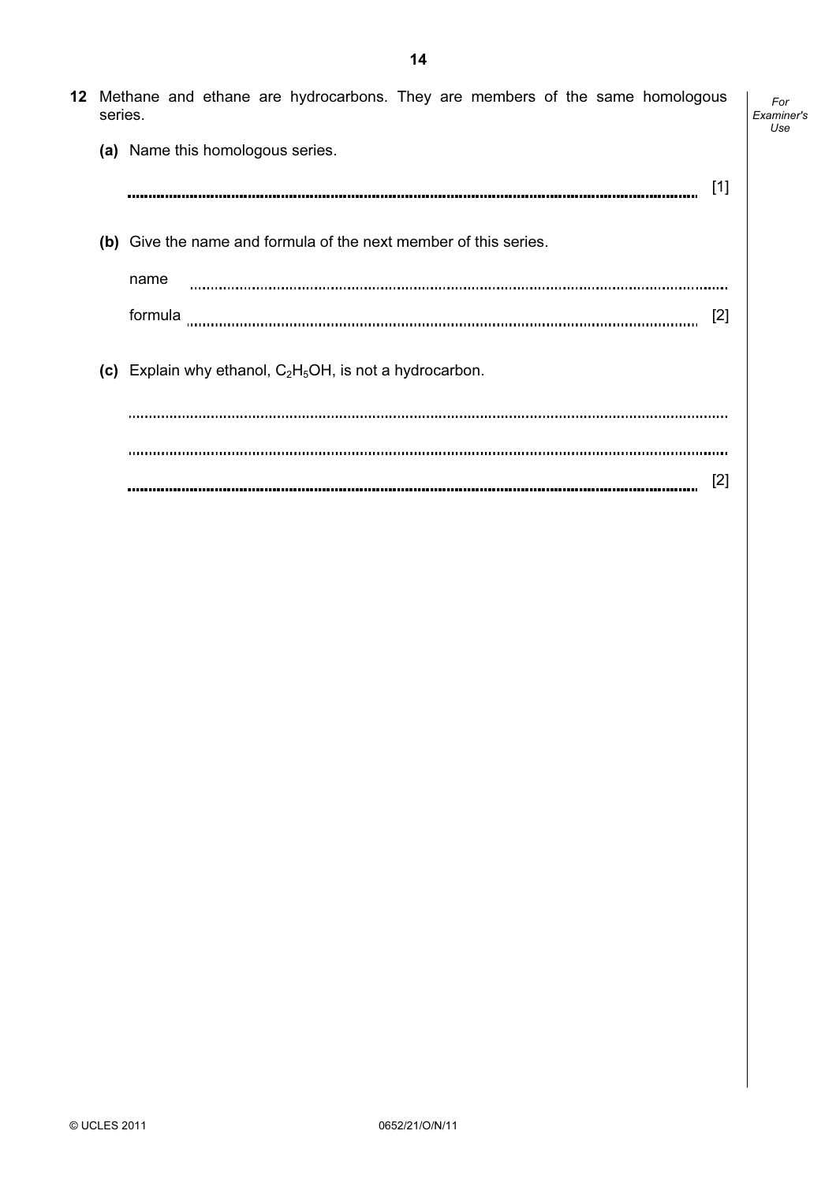**12** Methane and ethane are hydrocarbons. They are members of the same homologous series.

**(a)** Name this homologous series.

.......................................................................................................................................... [1]

**(b)** Give the name and formula of the next member of this series.

name ..........................................................................................................................

formula ...................................................................................................................... [2]

**(c)** Explain why ethanol, $C_2H_5OH$, is not a hydrocarbon.

..........................................................................................................................................

..........................................................................................................................................

.......................................................................................................................................... [2]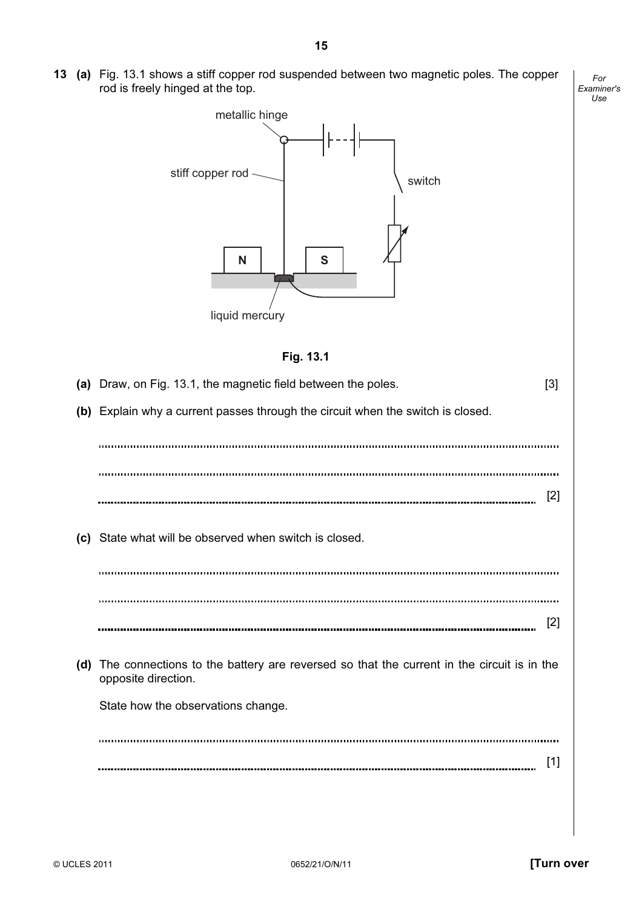**13 (a)** Fig. 13.1 shows a stiff copper rod suspended between two magnetic poles. The copper rod is freely hinged at the top.

metallic hinge

stiff copper rod

switch

N

S

liquid mercury

**Fig. 13.1**

**(a)** Draw, on Fig. 13.1, the magnetic field between the poles. [3]

**(b)** Explain why a current passes through the circuit when the switch is closed.

..........................................................................................................................................

..........................................................................................................................................

.................................................................................................................................... [2]

**(c)** State what will be observed when switch is closed.

..........................................................................................................................................

..........................................................................................................................................

.................................................................................................................................... [2]

**(d)** The connections to the battery are reversed so that the current in the circuit is in the opposite direction.

State how the observations change.

..........................................................................................................................................

.................................................................................................................................... [1]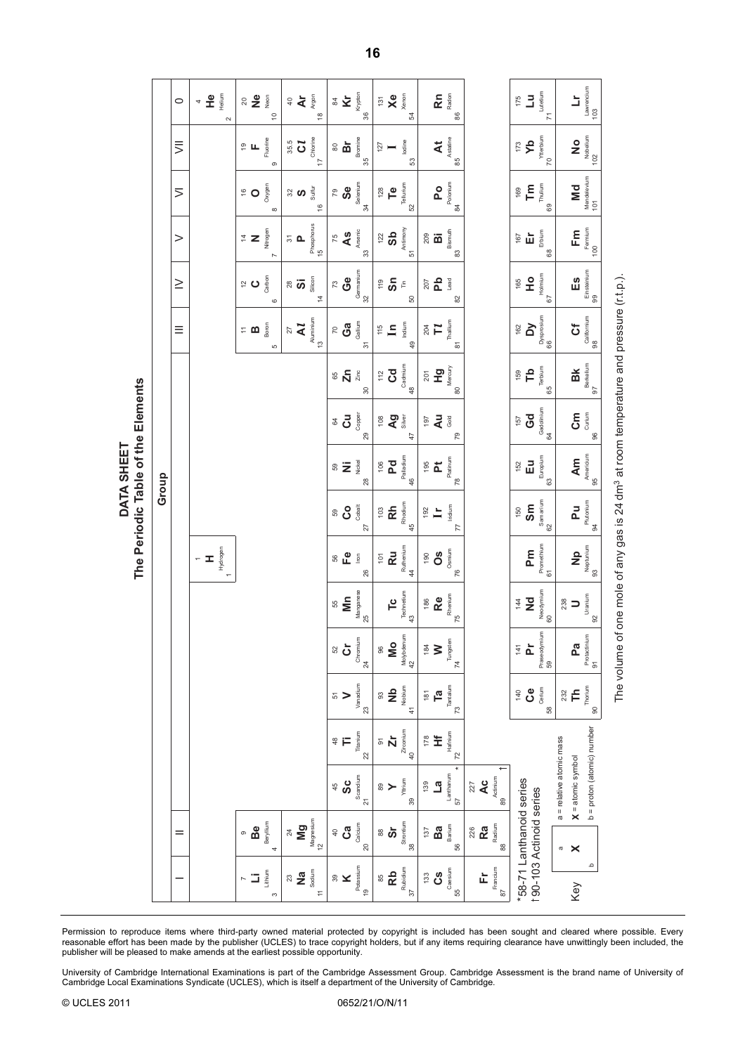# DATA SHEET
## The Periodic Table of the Elements

| Group I | Group II | | | | | | | | | | | Group III | Group IV | Group V | Group VI | Group VII | Group 0 |
|---|---|---|---|---|---|---|---|---|---|---|---|---|---|---|---|---|---|
| | | | | | | | 1 **H** Hydrogen 1 | | | | | | | | | | 4 **He** Helium 2 |
| 7 **Li** Lithium 3 | 9 **Be** Beryllium 4 | | | | | | | | | | | 11 **B** Boron 5 | 12 **C** Carbon 6 | 14 **N** Nitrogen 7 | 16 **O** Oxygen 8 | 19 **F** Fluorine 9 | 20 **Ne** Neon 10 |
| 23 **Na** Sodium 11 | 24 **Mg** Magnesium 12 | | | | | | | | | | | 27 **Al** Aluminium 13 | 28 **Si** Silicon 14 | 31 **P** Phosphorus 15 | 32 **S** Sulfur 16 | 35.5 **Cl** Chlorine 17 | 40 **Ar** Argon 18 |
| 39 **K** Potassium 19 | 40 **Ca** Calcium 20 | 45 **Sc** Scandium 21 | 48 **Ti** Titanium 22 | 51 **V** Vanadium 23 | 52 **Cr** Chromium 24 | 55 **Mn** Manganese 25 | 56 **Fe** Iron 26 | 59 **Co** Cobalt 27 | 59 **Ni** Nickel 28 | 64 **Cu** Copper 29 | 65 **Zn** Zinc 30 | 70 **Ga** Gallium 31 | 73 **Ge** Germanium 32 | 75 **As** Arsenic 33 | 79 **Se** Selenium 34 | 80 **Br** Bromine 35 | 84 **Kr** Krypton 36 |
| 85 **Rb** Rubidium 37 | 88 **Sr** Strontium 38 | 89 **Y** Yttrium 39 | 91 **Zr** Zirconium 40 | 93 **Nb** Niobium 41 | 96 **Mo** Molybdenum 42 | **Tc** Technetium 43 | 101 **Ru** Ruthenium 44 | 103 **Rh** Rhodium 45 | 106 **Pd** Palladium 46 | 108 **Ag** Silver 47 | 112 **Cd** Cadmium 48 | 115 **In** Indium 49 | 119 **Sn** Tin 50 | 122 **Sb** Antimony 51 | 128 **Te** Tellurium 52 | 127 **I** Iodine 53 | 131 **Xe** Xenon 54 |
| 133 **Cs** Caesium 55 | 137 **Ba** Barium 56 | 139 **La** Lanthanum 57 * | 178 **Hf** Hafnium 72 | 181 **Ta** Tantalum 73 | 184 **W** Tungsten 74 | 186 **Re** Rhenium 75 | 190 **Os** Osmium 76 | 192 **Ir** Iridium 77 | 195 **Pt** Platinum 78 | 197 **Au** Gold 79 | 201 **Hg** Mercury 80 | 204 **Tl** Thallium 81 | 207 **Pb** Lead 82 | 209 **Bi** Bismuth 83 | **Po** Polonium 84 | **At** Astatine 85 | **Rn** Radon 86 |
| **Fr** Francium 87 | 226 **Ra** Radium 88 | 227 **Ac** Actinium 89 † | | | | | | | | | | | | | | | |

*58-71 Lanthanoid series
†90-103 Actinoid series

| | | | | | | | | | | | | | |
|---|---|---|---|---|---|---|---|---|---|---|---|---|---|
| 140 **Ce** Cerium 58 | 141 **Pr** Praseodymium 59 | 144 **Nd** Neodymium 60 | **Pm** Promethium 61 | 150 **Sm** Samarium 62 | 152 **Eu** Europium 63 | 157 **Gd** Gadolinium 64 | 159 **Tb** Terbium 65 | 162 **Dy** Dysprosium 66 | 165 **Ho** Holmium 67 | 167 **Er** Erbium 68 | 169 **Tm** Thulium 69 | 173 **Yb** Ytterbium 70 | 175 **Lu** Lutetium 71 |
| 232 **Th** Thorium 90 | **Pa** Protactinium 91 | 238 **U** Uranium 92 | **Np** Neptunium 93 | **Pu** Plutonium 94 | **Am** Americium 95 | **Cm** Curium 96 | **Bk** Berkelium 97 | **Cf** Californium 98 | **Es** Einsteinium 99 | **Fm** Fermium 100 | **Md** Mendelevium 101 | **No** Nobelium 102 | **Lr** Lawrencium 103 |

Key:
a = relative atomic mass
**X** = atomic symbol
b = proton (atomic) number

The volume of one mole of any gas is 24 $dm^3$ at room temperature and pressure (r.t.p.).

Permission to reproduce items where third-party owned material protected by copyright is included has been sought and cleared where possible. Every reasonable effort has been made by the publisher (UCLES) to trace copyright holders, but if any items requiring clearance have unwittingly been included, the publisher will be pleased to make amends at the earliest possible opportunity.

University of Cambridge International Examinations is part of the Cambridge Assessment Group. Cambridge Assessment is the brand name of University of Cambridge Local Examinations Syndicate (UCLES), which is itself a department of the University of Cambridge.